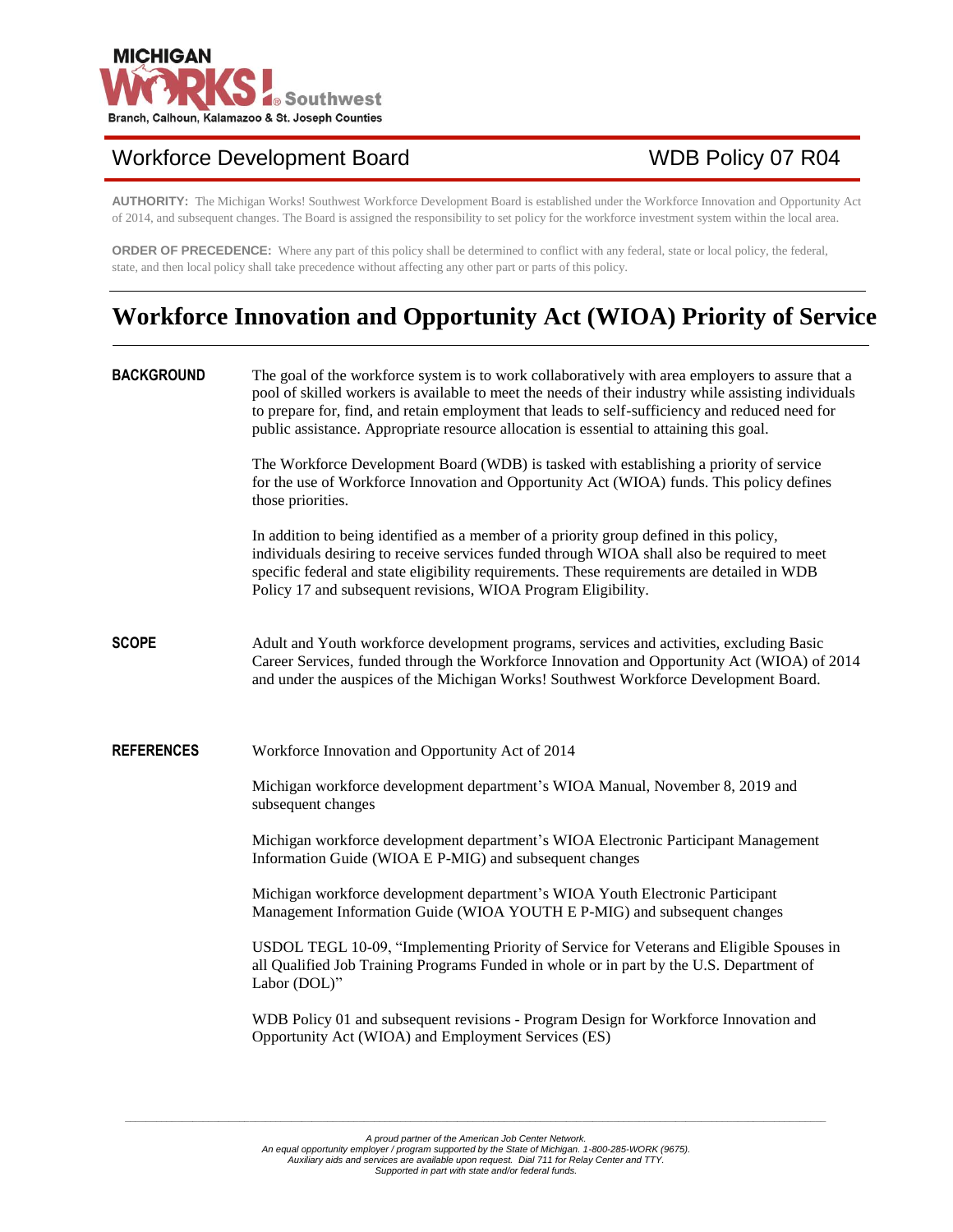MICHIGAN WORKS! Southwest
Branch, Calhoun, Kalamazoo & St. Joseph Counties

Workforce Development Board — WDB Policy 07 R04

**AUTHORITY:** The Michigan Works! Southwest Workforce Development Board is established under the Workforce Innovation and Opportunity Act of 2014, and subsequent changes. The Board is assigned the responsibility to set policy for the workforce investment system within the local area.

**ORDER OF PRECEDENCE:** Where any part of this policy shall be determined to conflict with any federal, state or local policy, the federal, state, and then local policy shall take precedence without affecting any other part or parts of this policy.

# Workforce Innovation and Opportunity Act (WIOA) Priority of Service

## BACKGROUND

The goal of the workforce system is to work collaboratively with area employers to assure that a pool of skilled workers is available to meet the needs of their industry while assisting individuals to prepare for, find, and retain employment that leads to self-sufficiency and reduced need for public assistance. Appropriate resource allocation is essential to attaining this goal.

The Workforce Development Board (WDB) is tasked with establishing a priority of service for the use of Workforce Innovation and Opportunity Act (WIOA) funds. This policy defines those priorities.

In addition to being identified as a member of a priority group defined in this policy, individuals desiring to receive services funded through WIOA shall also be required to meet specific federal and state eligibility requirements. These requirements are detailed in WDB Policy 17 and subsequent revisions, WIOA Program Eligibility.

## SCOPE

Adult and Youth workforce development programs, services and activities, excluding Basic Career Services, funded through the Workforce Innovation and Opportunity Act (WIOA) of 2014 and under the auspices of the Michigan Works! Southwest Workforce Development Board.

## REFERENCES

Workforce Innovation and Opportunity Act of 2014

Michigan workforce development department's WIOA Manual, November 8, 2019 and subsequent changes

Michigan workforce development department's WIOA Electronic Participant Management Information Guide (WIOA E P-MIG) and subsequent changes

Michigan workforce development department's WIOA Youth Electronic Participant Management Information Guide (WIOA YOUTH E P-MIG) and subsequent changes

USDOL TEGL 10-09, "Implementing Priority of Service for Veterans and Eligible Spouses in all Qualified Job Training Programs Funded in whole or in part by the U.S. Department of Labor (DOL)"

WDB Policy 01 and subsequent revisions - Program Design for Workforce Innovation and Opportunity Act (WIOA) and Employment Services (ES)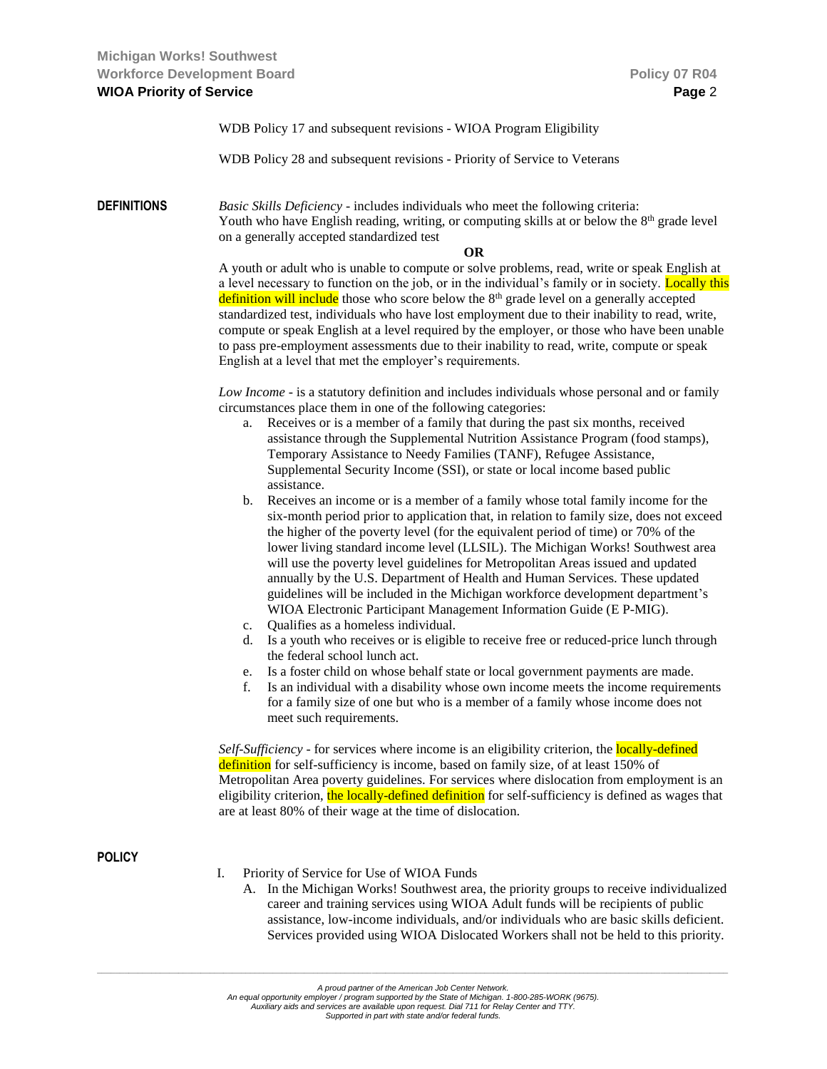WDB Policy 17 and subsequent revisions - WIOA Program Eligibility

WDB Policy 28 and subsequent revisions - Priority of Service to Veterans

## DEFINITIONS

*Basic Skills Deficiency* - includes individuals who meet the following criteria:
Youth who have English reading, writing, or computing skills at or below the 8th grade level on a generally accepted standardized test

**OR**

A youth or adult who is unable to compute or solve problems, read, write or speak English at a level necessary to function on the job, or in the individual's family or in society. Locally this definition will include those who score below the 8th grade level on a generally accepted standardized test, individuals who have lost employment due to their inability to read, write, compute or speak English at a level required by the employer, or those who have been unable to pass pre-employment assessments due to their inability to read, write, compute or speak English at a level that met the employer's requirements.

*Low Income* - is a statutory definition and includes individuals whose personal and or family circumstances place them in one of the following categories:

a. Receives or is a member of a family that during the past six months, received assistance through the Supplemental Nutrition Assistance Program (food stamps), Temporary Assistance to Needy Families (TANF), Refugee Assistance, Supplemental Security Income (SSI), or state or local income based public assistance.
b. Receives an income or is a member of a family whose total family income for the six-month period prior to application that, in relation to family size, does not exceed the higher of the poverty level (for the equivalent period of time) or 70% of the lower living standard income level (LLSIL). The Michigan Works! Southwest area will use the poverty level guidelines for Metropolitan Areas issued and updated annually by the U.S. Department of Health and Human Services. These updated guidelines will be included in the Michigan workforce development department's WIOA Electronic Participant Management Information Guide (E P-MIG).
c. Qualifies as a homeless individual.
d. Is a youth who receives or is eligible to receive free or reduced-price lunch through the federal school lunch act.
e. Is a foster child on whose behalf state or local government payments are made.
f. Is an individual with a disability whose own income meets the income requirements for a family size of one but who is a member of a family whose income does not meet such requirements.

*Self-Sufficiency* - for services where income is an eligibility criterion, the locally-defined definition for self-sufficiency is income, based on family size, of at least 150% of Metropolitan Area poverty guidelines. For services where dislocation from employment is an eligibility criterion, the locally-defined definition for self-sufficiency is defined as wages that are at least 80% of their wage at the time of dislocation.

## POLICY

I. Priority of Service for Use of WIOA Funds
   A. In the Michigan Works! Southwest area, the priority groups to receive individualized career and training services using WIOA Adult funds will be recipients of public assistance, low-income individuals, and/or individuals who are basic skills deficient. Services provided using WIOA Dislocated Workers shall not be held to this priority.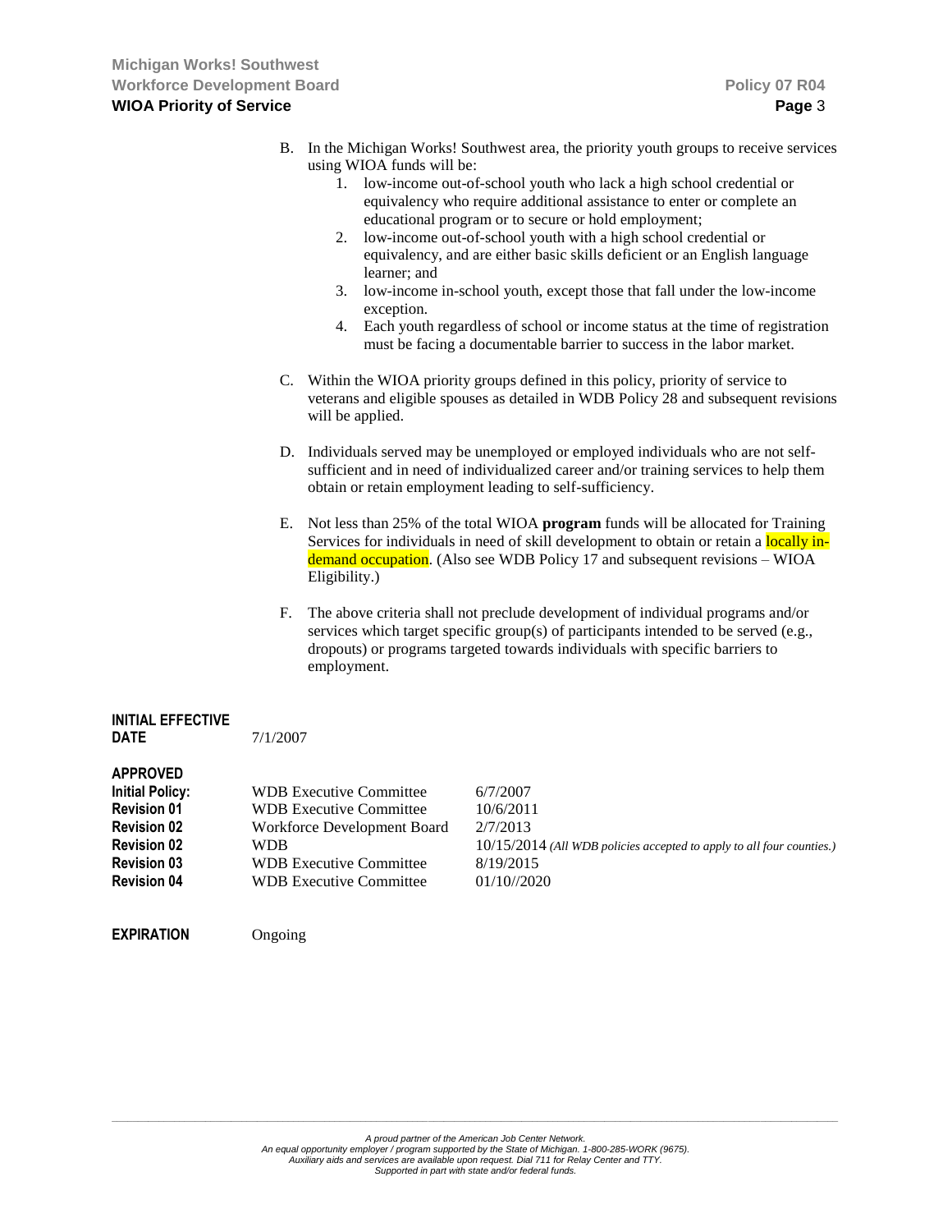B. In the Michigan Works! Southwest area, the priority youth groups to receive services using WIOA funds will be:

   1. low-income out-of-school youth who lack a high school credential or equivalency who require additional assistance to enter or complete an educational program or to secure or hold employment;
   2. low-income out-of-school youth with a high school credential or equivalency, and are either basic skills deficient or an English language learner; and
   3. low-income in-school youth, except those that fall under the low-income exception.
   4. Each youth regardless of school or income status at the time of registration must be facing a documentable barrier to success in the labor market.

C. Within the WIOA priority groups defined in this policy, priority of service to veterans and eligible spouses as detailed in WDB Policy 28 and subsequent revisions will be applied.

D. Individuals served may be unemployed or employed individuals who are not self-sufficient and in need of individualized career and/or training services to help them obtain or retain employment leading to self-sufficiency.

E. Not less than 25% of the total WIOA **program** funds will be allocated for Training Services for individuals in need of skill development to obtain or retain a locally in-demand occupation. (Also see WDB Policy 17 and subsequent revisions – WIOA Eligibility.)

F. The above criteria shall not preclude development of individual programs and/or services which target specific group(s) of participants intended to be served (e.g., dropouts) or programs targeted towards individuals with specific barriers to employment.

**INITIAL EFFECTIVE DATE** 7/1/2007

**APPROVED**

| | | |
|---|---|---|
| **Initial Policy:** | WDB Executive Committee | 6/7/2007 |
| **Revision 01** | WDB Executive Committee | 10/6/2011 |
| **Revision 02** | Workforce Development Board | 2/7/2013 |
| **Revision 02** | WDB | 10/15/2014 *(All WDB policies accepted to apply to all four counties.)* |
| **Revision 03** | WDB Executive Committee | 8/19/2015 |
| **Revision 04** | WDB Executive Committee | 01/10//2020 |

**EXPIRATION** Ongoing